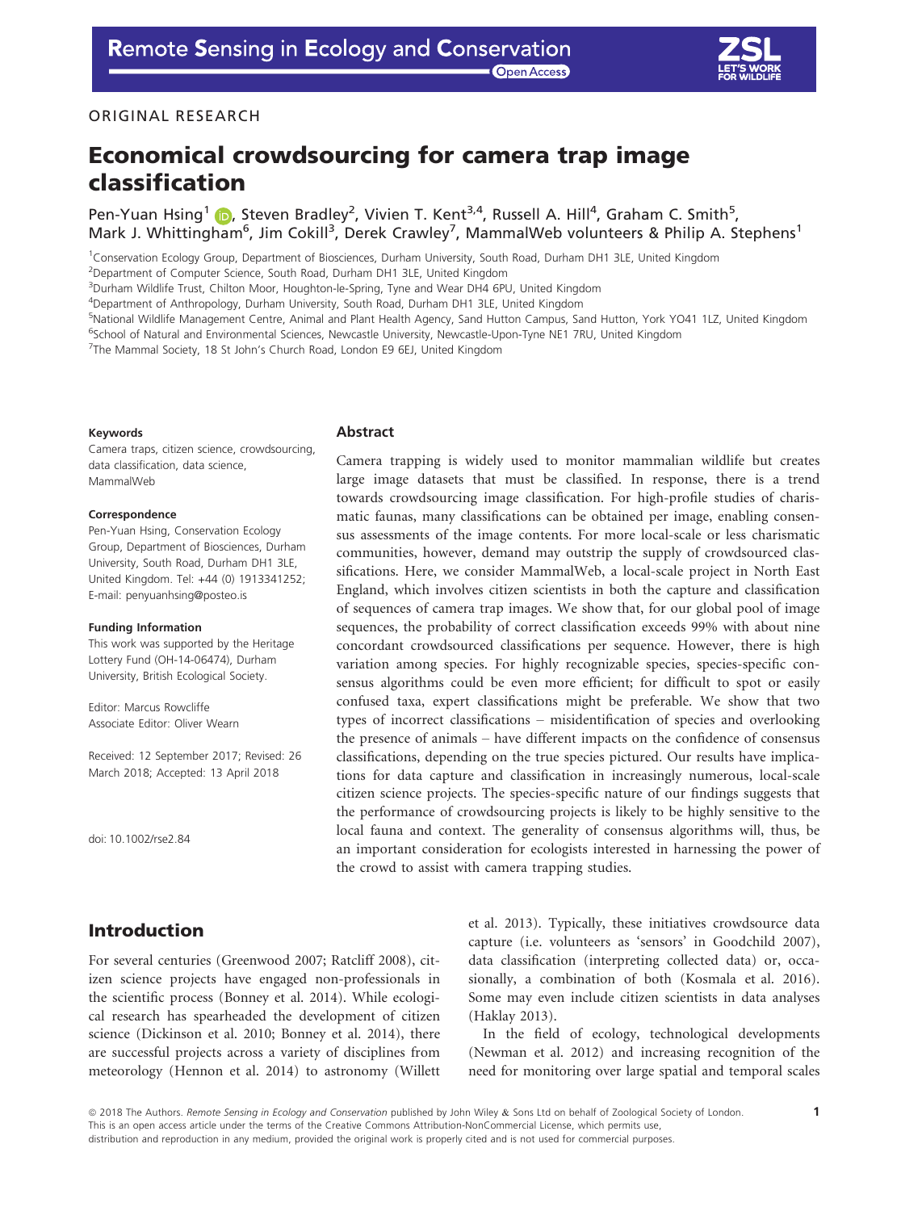ORIGINAL RESEARCH

# Economical crowdsourcing for camera trap image classification

Pen-Yuan Hsing[1], Steven Bradley[2], Vivien T. Kent[3,4], Russell A. Hill[4], Graham C. Smith[5], Mark J. Whittingham[6], Jim Cokill[3], Derek Crawley[7], MammalWeb volunteers & Philip A. Stephens[1]

[1]Conservation Ecology Group, Department of Biosciences, Durham University, South Road, Durham DH1 3LE, United Kingdom
[2]Department of Computer Science, South Road, Durham DH1 3LE, United Kingdom
[3]Durham Wildlife Trust, Chilton Moor, Houghton-le-Spring, Tyne and Wear DH4 6PU, United Kingdom
[4]Department of Anthropology, Durham University, South Road, Durham DH1 3LE, United Kingdom
[5]National Wildlife Management Centre, Animal and Plant Health Agency, Sand Hutton Campus, Sand Hutton, York YO41 1LZ, United Kingdom
[6]School of Natural and Environmental Sciences, Newcastle University, Newcastle-Upon-Tyne NE1 7RU, United Kingdom
[7]The Mammal Society, 18 St John's Church Road, London E9 6EJ, United Kingdom

#### Keywords

Camera traps, citizen science, crowdsourcing, data classification, data science, MammalWeb

#### Correspondence

Pen-Yuan Hsing, Conservation Ecology Group, Department of Biosciences, Durham University, South Road, Durham DH1 3LE, United Kingdom. Tel: +44 (0) 1913341252; E-mail: penyuanhsing@posteo.is

#### Funding Information

This work was supported by the Heritage Lottery Fund (OH-14-06474), Durham University, British Ecological Society.

Editor: Marcus Rowcliffe
Associate Editor: Oliver Wearn

Received: 12 September 2017; Revised: 26 March 2018; Accepted: 13 April 2018

doi: 10.1002/rse2.84

## Abstract

Camera trapping is widely used to monitor mammalian wildlife but creates large image datasets that must be classified. In response, there is a trend towards crowdsourcing image classification. For high-profile studies of charismatic faunas, many classifications can be obtained per image, enabling consensus assessments of the image contents. For more local-scale or less charismatic communities, however, demand may outstrip the supply of crowdsourced classifications. Here, we consider MammalWeb, a local-scale project in North East England, which involves citizen scientists in both the capture and classification of sequences of camera trap images. We show that, for our global pool of image sequences, the probability of correct classification exceeds 99% with about nine concordant crowdsourced classifications per sequence. However, there is high variation among species. For highly recognizable species, species-specific consensus algorithms could be even more efficient; for difficult to spot or easily confused taxa, expert classifications might be preferable. We show that two types of incorrect classifications – misidentification of species and overlooking the presence of animals – have different impacts on the confidence of consensus classifications, depending on the true species pictured. Our results have implications for data capture and classification in increasingly numerous, local-scale citizen science projects. The species-specific nature of our findings suggests that the performance of crowdsourcing projects is likely to be highly sensitive to the local fauna and context. The generality of consensus algorithms will, thus, be an important consideration for ecologists interested in harnessing the power of the crowd to assist with camera trapping studies.

## Introduction

For several centuries (Greenwood 2007; Ratcliff 2008), citizen science projects have engaged non-professionals in the scientific process (Bonney et al. 2014). While ecological research has spearheaded the development of citizen science (Dickinson et al. 2010; Bonney et al. 2014), there are successful projects across a variety of disciplines from meteorology (Hennon et al. 2014) to astronomy (Willett et al. 2013). Typically, these initiatives crowdsource data capture (i.e. volunteers as 'sensors' in Goodchild 2007), data classification (interpreting collected data) or, occasionally, a combination of both (Kosmala et al. 2016). Some may even include citizen scientists in data analyses (Haklay 2013).

In the field of ecology, technological developments (Newman et al. 2012) and increasing recognition of the need for monitoring over large spatial and temporal scales

© 2018 The Authors. *Remote Sensing in Ecology and Conservation* published by John Wiley & Sons Ltd on behalf of Zoological Society of London. This is an open access article under the terms of the Creative Commons Attribution-NonCommercial License, which permits use, distribution and reproduction in any medium, provided the original work is properly cited and is not used for commercial purposes.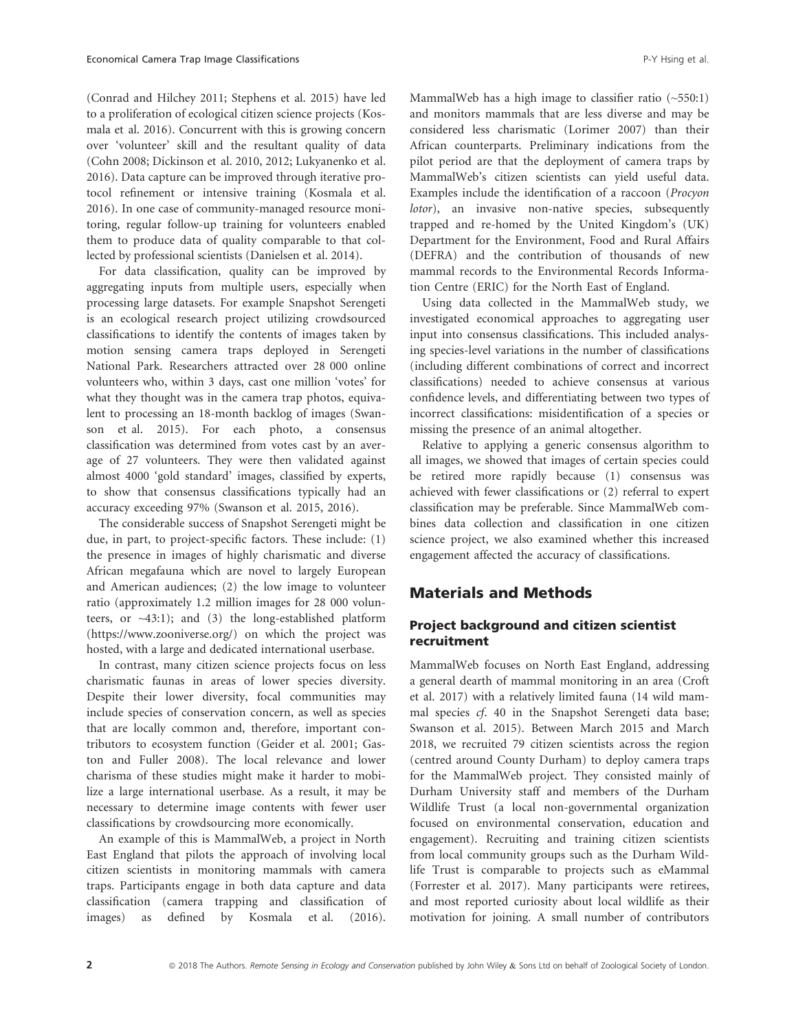(Conrad and Hilchey 2011; Stephens et al. 2015) have led to a proliferation of ecological citizen science projects (Kosmala et al. 2016). Concurrent with this is growing concern over 'volunteer' skill and the resultant quality of data (Cohn 2008; Dickinson et al. 2010, 2012; Lukyanenko et al. 2016). Data capture can be improved through iterative protocol refinement or intensive training (Kosmala et al. 2016). In one case of community-managed resource monitoring, regular follow-up training for volunteers enabled them to produce data of quality comparable to that collected by professional scientists (Danielsen et al. 2014).

For data classification, quality can be improved by aggregating inputs from multiple users, especially when processing large datasets. For example Snapshot Serengeti is an ecological research project utilizing crowdsourced classifications to identify the contents of images taken by motion sensing camera traps deployed in Serengeti National Park. Researchers attracted over 28 000 online volunteers who, within 3 days, cast one million 'votes' for what they thought was in the camera trap photos, equivalent to processing an 18-month backlog of images (Swanson et al. 2015). For each photo, a consensus classification was determined from votes cast by an average of 27 volunteers. They were then validated against almost 4000 'gold standard' images, classified by experts, to show that consensus classifications typically had an accuracy exceeding 97% (Swanson et al. 2015, 2016).

The considerable success of Snapshot Serengeti might be due, in part, to project-specific factors. These include: (1) the presence in images of highly charismatic and diverse African megafauna which are novel to largely European and American audiences; (2) the low image to volunteer ratio (approximately 1.2 million images for 28 000 volunteers, or ~43:1); and (3) the long-established platform (https://www.zooniverse.org/) on which the project was hosted, with a large and dedicated international userbase.

In contrast, many citizen science projects focus on less charismatic faunas in areas of lower species diversity. Despite their lower diversity, focal communities may include species of conservation concern, as well as species that are locally common and, therefore, important contributors to ecosystem function (Geider et al. 2001; Gaston and Fuller 2008). The local relevance and lower charisma of these studies might make it harder to mobilize a large international userbase. As a result, it may be necessary to determine image contents with fewer user classifications by crowdsourcing more economically.

An example of this is MammalWeb, a project in North East England that pilots the approach of involving local citizen scientists in monitoring mammals with camera traps. Participants engage in both data capture and data classification (camera trapping and classification of images) as defined by Kosmala et al. (2016). MammalWeb has a high image to classifier ratio (~550:1) and monitors mammals that are less diverse and may be considered less charismatic (Lorimer 2007) than their African counterparts. Preliminary indications from the pilot period are that the deployment of camera traps by MammalWeb's citizen scientists can yield useful data. Examples include the identification of a raccoon (*Procyon lotor*), an invasive non-native species, subsequently trapped and re-homed by the United Kingdom's (UK) Department for the Environment, Food and Rural Affairs (DEFRA) and the contribution of thousands of new mammal records to the Environmental Records Information Centre (ERIC) for the North East of England.

Using data collected in the MammalWeb study, we investigated economical approaches to aggregating user input into consensus classifications. This included analysing species-level variations in the number of classifications (including different combinations of correct and incorrect classifications) needed to achieve consensus at various confidence levels, and differentiating between two types of incorrect classifications: misidentification of a species or missing the presence of an animal altogether.

Relative to applying a generic consensus algorithm to all images, we showed that images of certain species could be retired more rapidly because (1) consensus was achieved with fewer classifications or (2) referral to expert classification may be preferable. Since MammalWeb combines data collection and classification in one citizen science project, we also examined whether this increased engagement affected the accuracy of classifications.

## Materials and Methods

### Project background and citizen scientist recruitment

MammalWeb focuses on North East England, addressing a general dearth of mammal monitoring in an area (Croft et al. 2017) with a relatively limited fauna (14 wild mammal species *cf*. 40 in the Snapshot Serengeti data base; Swanson et al. 2015). Between March 2015 and March 2018, we recruited 79 citizen scientists across the region (centred around County Durham) to deploy camera traps for the MammalWeb project. They consisted mainly of Durham University staff and members of the Durham Wildlife Trust (a local non-governmental organization focused on environmental conservation, education and engagement). Recruiting and training citizen scientists from local community groups such as the Durham Wildlife Trust is comparable to projects such as eMammal (Forrester et al. 2017). Many participants were retirees, and most reported curiosity about local wildlife as their motivation for joining. A small number of contributors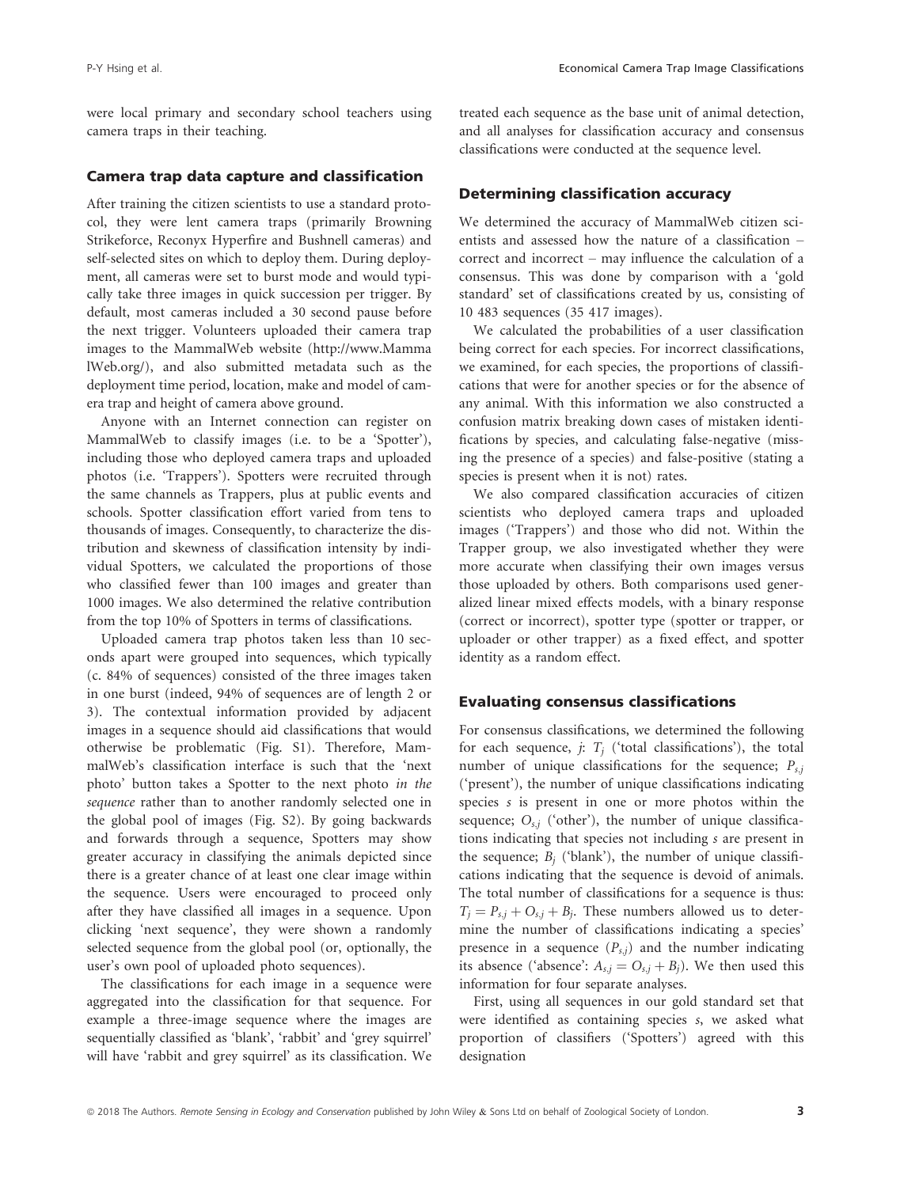were local primary and secondary school teachers using camera traps in their teaching.

## Camera trap data capture and classification

After training the citizen scientists to use a standard protocol, they were lent camera traps (primarily Browning Strikeforce, Reconyx Hyperfire and Bushnell cameras) and self-selected sites on which to deploy them. During deployment, all cameras were set to burst mode and would typically take three images in quick succession per trigger. By default, most cameras included a 30 second pause before the next trigger. Volunteers uploaded their camera trap images to the MammalWeb website (http://www.MammalWeb.org/), and also submitted metadata such as the deployment time period, location, make and model of camera trap and height of camera above ground.

Anyone with an Internet connection can register on MammalWeb to classify images (i.e. to be a 'Spotter'), including those who deployed camera traps and uploaded photos (i.e. 'Trappers'). Spotters were recruited through the same channels as Trappers, plus at public events and schools. Spotter classification effort varied from tens to thousands of images. Consequently, to characterize the distribution and skewness of classification intensity by individual Spotters, we calculated the proportions of those who classified fewer than 100 images and greater than 1000 images. We also determined the relative contribution from the top 10% of Spotters in terms of classifications.

Uploaded camera trap photos taken less than 10 seconds apart were grouped into sequences, which typically (c. 84% of sequences) consisted of the three images taken in one burst (indeed, 94% of sequences are of length 2 or 3). The contextual information provided by adjacent images in a sequence should aid classifications that would otherwise be problematic (Fig. S1). Therefore, MammalWeb's classification interface is such that the 'next photo' button takes a Spotter to the next photo *in the sequence* rather than to another randomly selected one in the global pool of images (Fig. S2). By going backwards and forwards through a sequence, Spotters may show greater accuracy in classifying the animals depicted since there is a greater chance of at least one clear image within the sequence. Users were encouraged to proceed only after they have classified all images in a sequence. Upon clicking 'next sequence', they were shown a randomly selected sequence from the global pool (or, optionally, the user's own pool of uploaded photo sequences).

The classifications for each image in a sequence were aggregated into the classification for that sequence. For example a three-image sequence where the images are sequentially classified as 'blank', 'rabbit' and 'grey squirrel' will have 'rabbit and grey squirrel' as its classification. We treated each sequence as the base unit of animal detection, and all analyses for classification accuracy and consensus classifications were conducted at the sequence level.

## Determining classification accuracy

We determined the accuracy of MammalWeb citizen scientists and assessed how the nature of a classification – correct and incorrect – may influence the calculation of a consensus. This was done by comparison with a 'gold standard' set of classifications created by us, consisting of 10 483 sequences (35 417 images).

We calculated the probabilities of a user classification being correct for each species. For incorrect classifications, we examined, for each species, the proportions of classifications that were for another species or for the absence of any animal. With this information we also constructed a confusion matrix breaking down cases of mistaken identifications by species, and calculating false-negative (missing the presence of a species) and false-positive (stating a species is present when it is not) rates.

We also compared classification accuracies of citizen scientists who deployed camera traps and uploaded images ('Trappers') and those who did not. Within the Trapper group, we also investigated whether they were more accurate when classifying their own images versus those uploaded by others. Both comparisons used generalized linear mixed effects models, with a binary response (correct or incorrect), spotter type (spotter or trapper, or uploader or other trapper) as a fixed effect, and spotter identity as a random effect.

## Evaluating consensus classifications

For consensus classifications, we determined the following for each sequence, $j$: $T_j$ ('total classifications'), the total number of unique classifications for the sequence; $P_{s,j}$ ('present'), the number of unique classifications indicating species $s$ is present in one or more photos within the sequence; $O_{s,j}$ ('other'), the number of unique classifications indicating that species not including $s$ are present in the sequence; $B_j$ ('blank'), the number of unique classifications indicating that the sequence is devoid of animals. The total number of classifications for a sequence is thus: $T_j = P_{s,j} + O_{s,j} + B_j$. These numbers allowed us to determine the number of classifications indicating a species' presence in a sequence ($P_{s,j}$) and the number indicating its absence ('absence': $A_{s,j} = O_{s,j} + B_j$). We then used this information for four separate analyses.

First, using all sequences in our gold standard set that were identified as containing species $s$, we asked what proportion of classifiers ('Spotters') agreed with this designation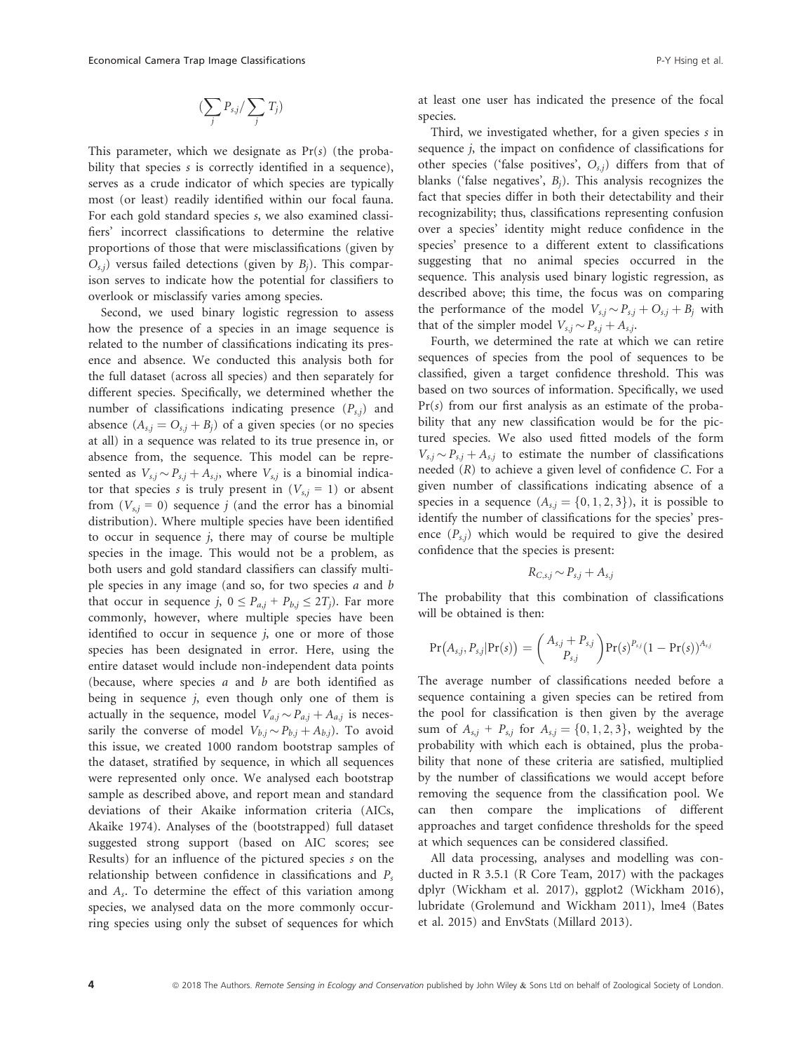$$(\sum_j P_{s,j} / \sum_j T_j)$$

This parameter, which we designate as $\Pr(s)$ (the probability that species $s$ is correctly identified in a sequence), serves as a crude indicator of which species are typically most (or least) readily identified within our focal fauna. For each gold standard species $s$, we also examined classifiers' incorrect classifications to determine the relative proportions of those that were misclassifications (given by $O_{s,j}$) versus failed detections (given by $B_j$). This comparison serves to indicate how the potential for classifiers to overlook or misclassify varies among species.

Second, we used binary logistic regression to assess how the presence of a species in an image sequence is related to the number of classifications indicating its presence and absence. We conducted this analysis both for the full dataset (across all species) and then separately for different species. Specifically, we determined whether the number of classifications indicating presence ($P_{s,j}$) and absence ($A_{s,j} = O_{s,j} + B_j$) of a given species (or no species at all) in a sequence was related to its true presence in, or absence from, the sequence. This model can be represented as $V_{s,j} \sim P_{s,j} + A_{s,j}$, where $V_{s,j}$ is a binomial indicator that species $s$ is truly present in ($V_{s,j} = 1$) or absent from ($V_{s,j} = 0$) sequence $j$ (and the error has a binomial distribution). Where multiple species have been identified to occur in sequence $j$, there may of course be multiple species in the image. This would not be a problem, as both users and gold standard classifiers can classify multiple species in any image (and so, for two species $a$ and $b$ that occur in sequence $j$, $0 \leq P_{a,j} + P_{b,j} \leq 2T_j$). Far more commonly, however, where multiple species have been identified to occur in sequence $j$, one or more of those species has been designated in error. Here, using the entire dataset would include non-independent data points (because, where species $a$ and $b$ are both identified as being in sequence $j$, even though only one of them is actually in the sequence, model $V_{a,j} \sim P_{a,j} + A_{a,j}$ is necessarily the converse of model $V_{b,j} \sim P_{b,j} + A_{b,j}$). To avoid this issue, we created 1000 random bootstrap samples of the dataset, stratified by sequence, in which all sequences were represented only once. We analysed each bootstrap sample as described above, and report mean and standard deviations of their Akaike information criteria (AICs, Akaike 1974). Analyses of the (bootstrapped) full dataset suggested strong support (based on AIC scores; see Results) for an influence of the pictured species $s$ on the relationship between confidence in classifications and $P_s$ and $A_s$. To determine the effect of this variation among species, we analysed data on the more commonly occurring species using only the subset of sequences for which at least one user has indicated the presence of the focal species.

Third, we investigated whether, for a given species $s$ in sequence $j$, the impact on confidence of classifications for other species ('false positives', $O_{s,j}$) differs from that of blanks ('false negatives', $B_j$). This analysis recognizes the fact that species differ in both their detectability and their recognizability; thus, classifications representing confusion over a species' identity might reduce confidence in the species' presence to a different extent to classifications suggesting that no animal species occurred in the sequence. This analysis used binary logistic regression, as described above; this time, the focus was on comparing the performance of the model $V_{s,j} \sim P_{s,j} + O_{s,j} + B_j$ with that of the simpler model $V_{s,j} \sim P_{s,j} + A_{s,j}$.

Fourth, we determined the rate at which we can retire sequences of species from the pool of sequences to be classified, given a target confidence threshold. This was based on two sources of information. Specifically, we used $\Pr(s)$ from our first analysis as an estimate of the probability that any new classification would be for the pictured species. We also used fitted models of the form $V_{s,j} \sim P_{s,j} + A_{s,j}$ to estimate the number of classifications needed ($R$) to achieve a given level of confidence $C$. For a given number of classifications indicating absence of a species in a sequence ($A_{s,j} = \{0, 1, 2, 3\}$), it is possible to identify the number of classifications for the species' presence ($P_{s,j}$) which would be required to give the desired confidence that the species is present:

$$R_{C,s,j} \sim P_{s,j} + A_{s,j}$$

The probability that this combination of classifications will be obtained is then:

$$\Pr(A_{s,j}, P_{s,j} | \Pr(s)) = \binom{A_{s,j} + P_{s,j}}{P_{s,j}} \Pr(s)^{P_{s,j}} (1 - \Pr(s))^{A_{s,j}}$$

The average number of classifications needed before a sequence containing a given species can be retired from the pool for classification is then given by the average sum of $A_{s,j} + P_{s,j}$ for $A_{s,j} = \{0, 1, 2, 3\}$, weighted by the probability with which each is obtained, plus the probability that none of these criteria are satisfied, multiplied by the number of classifications we would accept before removing the sequence from the classification pool. We can then compare the implications of different approaches and target confidence thresholds for the speed at which sequences can be considered classified.

All data processing, analyses and modelling was conducted in R 3.5.1 (R Core Team, 2017) with the packages dplyr (Wickham et al. 2017), ggplot2 (Wickham 2016), lubridate (Grolemund and Wickham 2011), lme4 (Bates et al. 2015) and EnvStats (Millard 2013).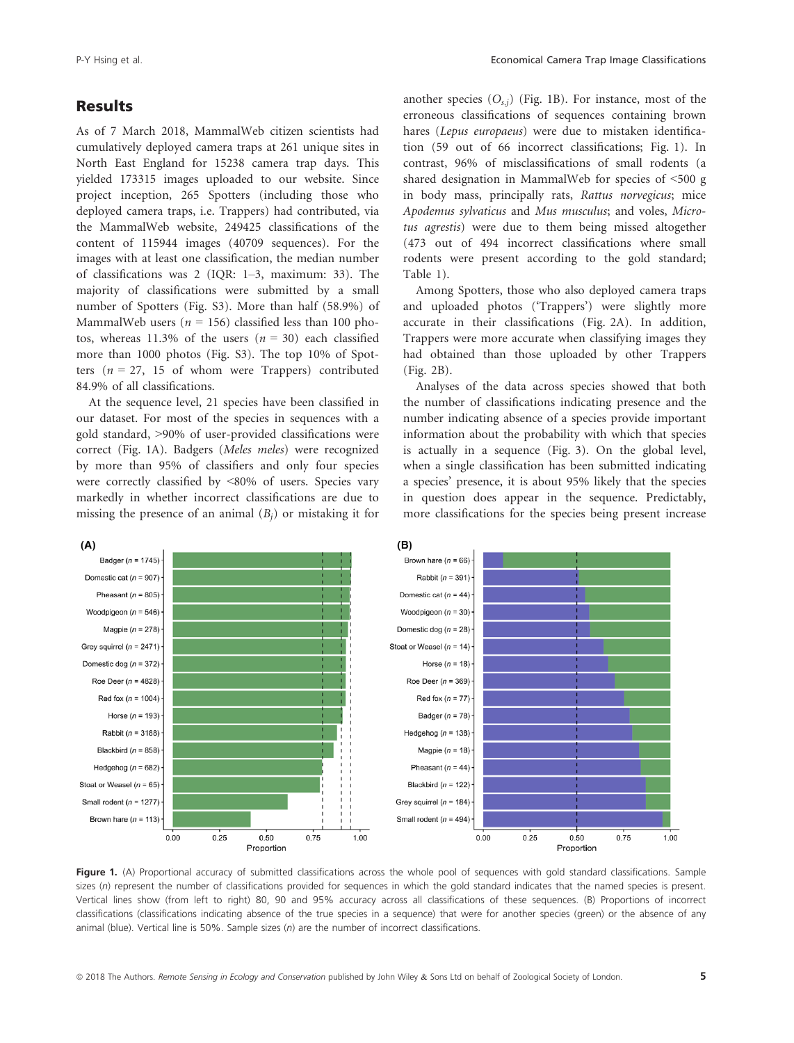## Results

As of 7 March 2018, MammalWeb citizen scientists had cumulatively deployed camera traps at 261 unique sites in North East England for 15238 camera trap days. This yielded 173315 images uploaded to our website. Since project inception, 265 Spotters (including those who deployed camera traps, i.e. Trappers) had contributed, via the MammalWeb website, 249425 classifications of the content of 115944 images (40709 sequences). For the images with at least one classification, the median number of classifications was 2 (IQR: 1–3, maximum: 33). The majority of classifications were submitted by a small number of Spotters (Fig. S3). More than half (58.9%) of MammalWeb users ($n$ = 156) classified less than 100 photos, whereas 11.3% of the users ($n$ = 30) each classified more than 1000 photos (Fig. S3). The top 10% of Spotters ($n$ = 27, 15 of whom were Trappers) contributed 84.9% of all classifications.

At the sequence level, 21 species have been classified in our dataset. For most of the species in sequences with a gold standard, >90% of user-provided classifications were correct (Fig. 1A). Badgers (*Meles meles*) were recognized by more than 95% of classifiers and only four species were correctly classified by <80% of users. Species vary markedly in whether incorrect classifications are due to missing the presence of an animal ($B_j$) or mistaking it for another species ($O_{s,j}$) (Fig. 1B). For instance, most of the erroneous classifications of sequences containing brown hares (*Lepus europaeus*) were due to mistaken identification (59 out of 66 incorrect classifications; Fig. 1). In contrast, 96% of misclassifications of small rodents (a shared designation in MammalWeb for species of <500 g in body mass, principally rats, *Rattus norvegicus*; mice *Apodemus sylvaticus* and *Mus musculus*; and voles, *Microtus agrestis*) were due to them being missed altogether (473 out of 494 incorrect classifications where small rodents were present according to the gold standard; Table 1).

Among Spotters, those who also deployed camera traps and uploaded photos ('Trappers') were slightly more accurate in their classifications (Fig. 2A). In addition, Trappers were more accurate when classifying images they had obtained than those uploaded by other Trappers (Fig. 2B).

Analyses of the data across species showed that both the number of classifications indicating presence and the number indicating absence of a species provide important information about the probability with which that species is actually in a sequence (Fig. 3). On the global level, when a single classification has been submitted indicating a species' presence, it is about 95% likely that the species in question does appear in the sequence. Predictably, more classifications for the species being present increase

**Figure 1.** (A) Proportional accuracy of submitted classifications across the whole pool of sequences with gold standard classifications. Sample sizes ($n$) represent the number of classifications provided for sequences in which the gold standard indicates that the named species is present. Vertical lines show (from left to right) 80, 90 and 95% accuracy across all classifications of these sequences. (B) Proportions of incorrect classifications (classifications indicating absence of the true species in a sequence) that were for another species (green) or the absence of any animal (blue). Vertical line is 50%. Sample sizes ($n$) are the number of incorrect classifications.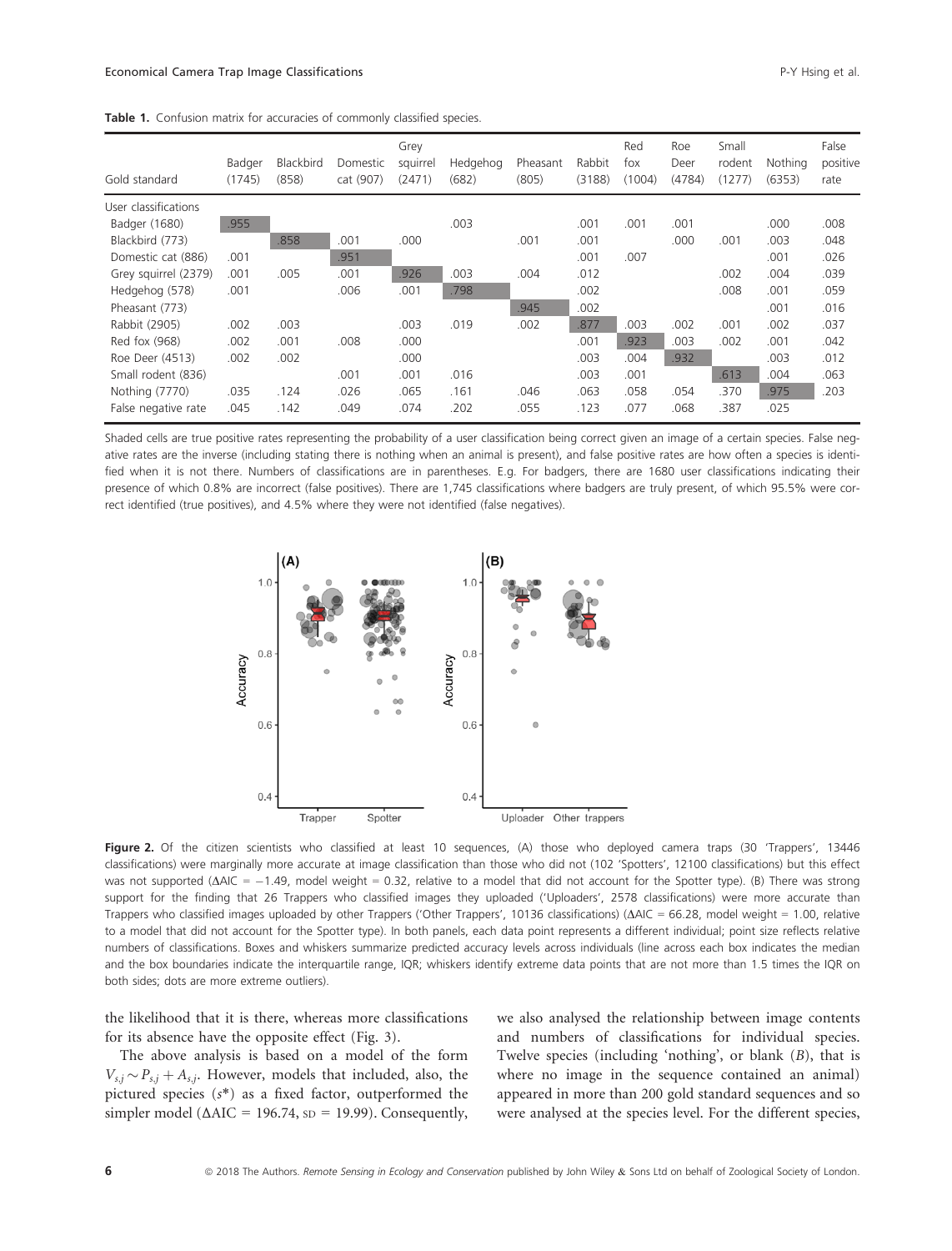**Table 1.** Confusion matrix for accuracies of commonly classified species.

| Gold standard | Badger (1745) | Blackbird (858) | Domestic cat (907) | Grey squirrel (2471) | Hedgehog (682) | Pheasant (805) | Rabbit (3188) | Red fox (1004) | Roe Deer (4784) | Small rodent (1277) | Nothing (6353) | False positive rate |
|---|---|---|---|---|---|---|---|---|---|---|---|---|
| User classifications | | | | | | | | | | | | |
| Badger (1680) | .955 | | | | .003 | | .001 | .001 | .001 | | .000 | .008 |
| Blackbird (773) | | .858 | .001 | .000 | | .001 | .001 | | .000 | .001 | .003 | .048 |
| Domestic cat (886) | .001 | | .951 | | | | .001 | .007 | | | .001 | .026 |
| Grey squirrel (2379) | .001 | .005 | .001 | .926 | .003 | .004 | .012 | | | .002 | .004 | .039 |
| Hedgehog (578) | .001 | | .006 | .001 | .798 | | .002 | | | .008 | .001 | .059 |
| Pheasant (773) | | | | | | .945 | .002 | | | | .001 | .016 |
| Rabbit (2905) | .002 | .003 | | .003 | .019 | .002 | .877 | .003 | .002 | .001 | .002 | .037 |
| Red fox (968) | .002 | .001 | .008 | .000 | | | .001 | .923 | .003 | .002 | .001 | .042 |
| Roe Deer (4513) | .002 | .002 | | .000 | | | .003 | .004 | .932 | | .003 | .012 |
| Small rodent (836) | | | .001 | .001 | .016 | | .003 | .001 | | .613 | .004 | .063 |
| Nothing (7770) | .035 | .124 | .026 | .065 | .161 | .046 | .063 | .058 | .054 | .370 | .975 | .203 |
| False negative rate | .045 | .142 | .049 | .074 | .202 | .055 | .123 | .077 | .068 | .387 | .025 | |

Shaded cells are true positive rates representing the probability of a user classification being correct given an image of a certain species. False negative rates are the inverse (including stating there is nothing when an animal is present), and false positive rates are how often a species is identified when it is not there. Numbers of classifications are in parentheses. E.g. For badgers, there are 1680 user classifications indicating their presence of which 0.8% are incorrect (false positives). There are 1,745 classifications where badgers are truly present, of which 95.5% were correct identified (true positives), and 4.5% where they were not identified (false negatives).

**Figure 2.** Of the citizen scientists who classified at least 10 sequences, (A) those who deployed camera traps (30 'Trappers', 13446 classifications) were marginally more accurate at image classification than those who did not (102 'Spotters', 12100 classifications) but this effect was not supported (ΔAIC = −1.49, model weight = 0.32, relative to a model that did not account for the Spotter type). (B) There was strong support for the finding that 26 Trappers who classified images they uploaded ('Uploaders', 2578 classifications) were more accurate than Trappers who classified images uploaded by other Trappers ('Other Trappers', 10136 classifications) (ΔAIC = 66.28, model weight = 1.00, relative to a model that did not account for the Spotter type). In both panels, each data point represents a different individual; point size reflects relative numbers of classifications. Boxes and whiskers summarize predicted accuracy levels across individuals (line across each box indicates the median and the box boundaries indicate the interquartile range, IQR; whiskers identify extreme data points that are not more than 1.5 times the IQR on both sides; dots are more extreme outliers).

the likelihood that it is there, whereas more classifications for its absence have the opposite effect (Fig. 3).

The above analysis is based on a model of the form $V_{s,j} \sim P_{s,j} + A_{s,j}$. However, models that included, also, the pictured species ($s^*$) as a fixed factor, outperformed the simpler model (ΔAIC = 196.74, SD = 19.99). Consequently, we also analysed the relationship between image contents and numbers of classifications for individual species. Twelve species (including 'nothing', or blank ($B$), that is where no image in the sequence contained an animal) appeared in more than 200 gold standard sequences and so were analysed at the species level. For the different species,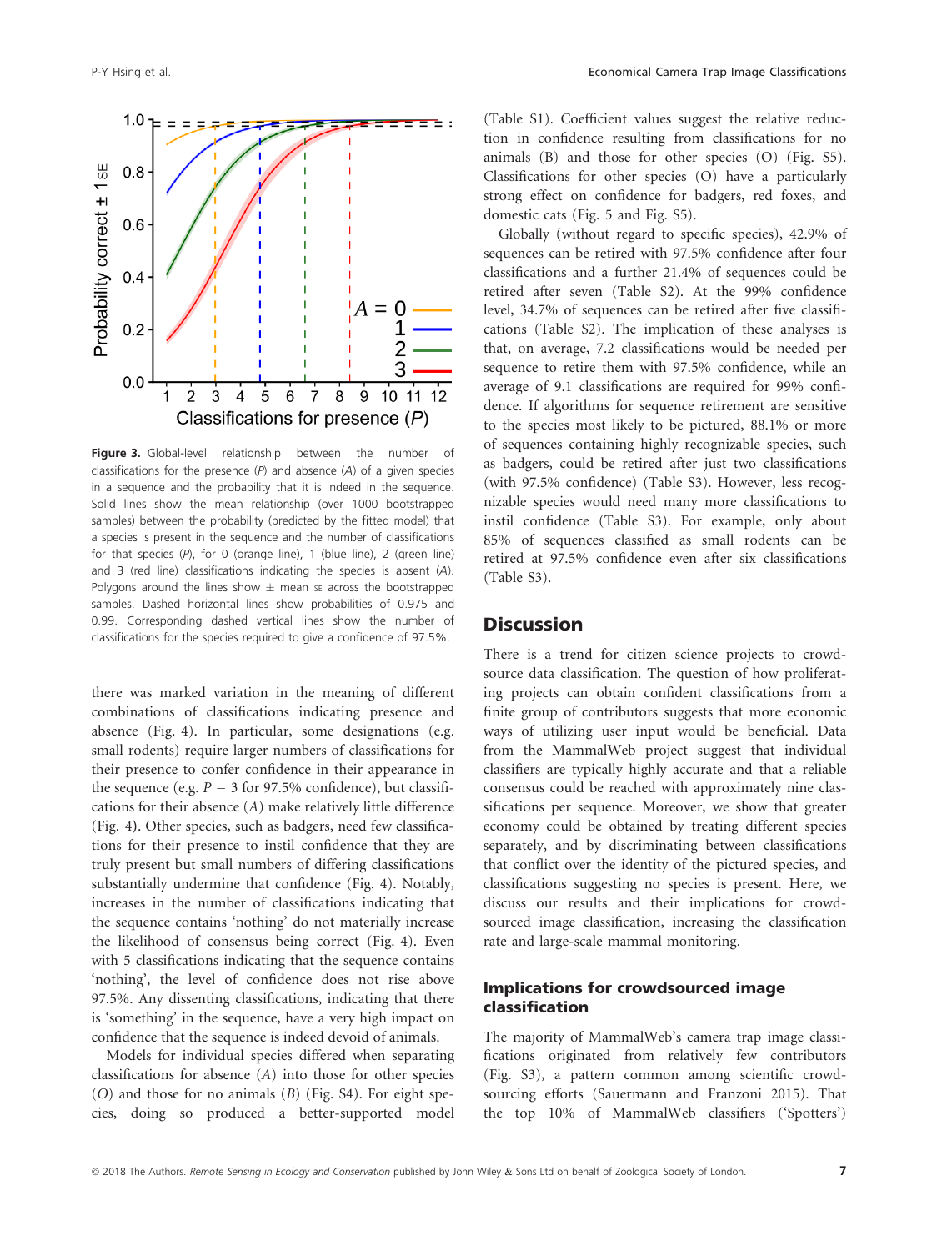**Figure 3.** Global-level relationship between the number of classifications for the presence ($P$) and absence ($A$) of a given species in a sequence and the probability that it is indeed in the sequence. Solid lines show the mean relationship (over 1000 bootstrapped samples) between the probability (predicted by the fitted model) that a species is present in the sequence and the number of classifications for that species ($P$), for 0 (orange line), 1 (blue line), 2 (green line) and 3 (red line) classifications indicating the species is absent ($A$). Polygons around the lines show ± mean SE across the bootstrapped samples. Dashed horizontal lines show probabilities of 0.975 and 0.99. Corresponding dashed vertical lines show the number of classifications for the species required to give a confidence of 97.5%.

there was marked variation in the meaning of different combinations of classifications indicating presence and absence (Fig. 4). In particular, some designations (e.g. small rodents) require larger numbers of classifications for their presence to confer confidence in their appearance in the sequence (e.g. $P = 3$ for 97.5% confidence), but classifications for their absence ($A$) make relatively little difference (Fig. 4). Other species, such as badgers, need few classifications for their presence to instil confidence that they are truly present but small numbers of differing classifications substantially undermine that confidence (Fig. 4). Notably, increases in the number of classifications indicating that the sequence contains 'nothing' do not materially increase the likelihood of consensus being correct (Fig. 4). Even with 5 classifications indicating that the sequence contains 'nothing', the level of confidence does not rise above 97.5%. Any dissenting classifications, indicating that there is 'something' in the sequence, have a very high impact on confidence that the sequence is indeed devoid of animals.

Models for individual species differed when separating classifications for absence ($A$) into those for other species ($O$) and those for no animals ($B$) (Fig. S4). For eight species, doing so produced a better-supported model (Table S1). Coefficient values suggest the relative reduction in confidence resulting from classifications for no animals ($B$) and those for other species ($O$) (Fig. S5). Classifications for other species ($O$) have a particularly strong effect on confidence for badgers, red foxes, and domestic cats (Fig. 5 and Fig. S5).

Globally (without regard to specific species), 42.9% of sequences can be retired with 97.5% confidence after four classifications and a further 21.4% of sequences could be retired after seven (Table S2). At the 99% confidence level, 34.7% of sequences can be retired after five classifications (Table S2). The implication of these analyses is that, on average, 7.2 classifications would be needed per sequence to retire them with 97.5% confidence, while an average of 9.1 classifications are required for 99% confidence. If algorithms for sequence retirement are sensitive to the species most likely to be pictured, 88.1% or more of sequences containing highly recognizable species, such as badgers, could be retired after just two classifications (with 97.5% confidence) (Table S3). However, less recognizable species would need many more classifications to instil confidence (Table S3). For example, only about 85% of sequences classified as small rodents can be retired at 97.5% confidence even after six classifications (Table S3).

## Discussion

There is a trend for citizen science projects to crowd-source data classification. The question of how proliferating projects can obtain confident classifications from a finite group of contributors suggests that more economic ways of utilizing user input would be beneficial. Data from the MammalWeb project suggest that individual classifiers are typically highly accurate and that a reliable consensus could be reached with approximately nine classifications per sequence. Moreover, we show that greater economy could be obtained by treating different species separately, and by discriminating between classifications that conflict over the identity of the pictured species, and classifications suggesting no species is present. Here, we discuss our results and their implications for crowd-sourced image classification, increasing the classification rate and large-scale mammal monitoring.

### Implications for crowdsourced image classification

The majority of MammalWeb's camera trap image classifications originated from relatively few contributors (Fig. S3), a pattern common among scientific crowd-sourcing efforts (Sauermann and Franzoni 2015). That the top 10% of MammalWeb classifiers ('Spotters')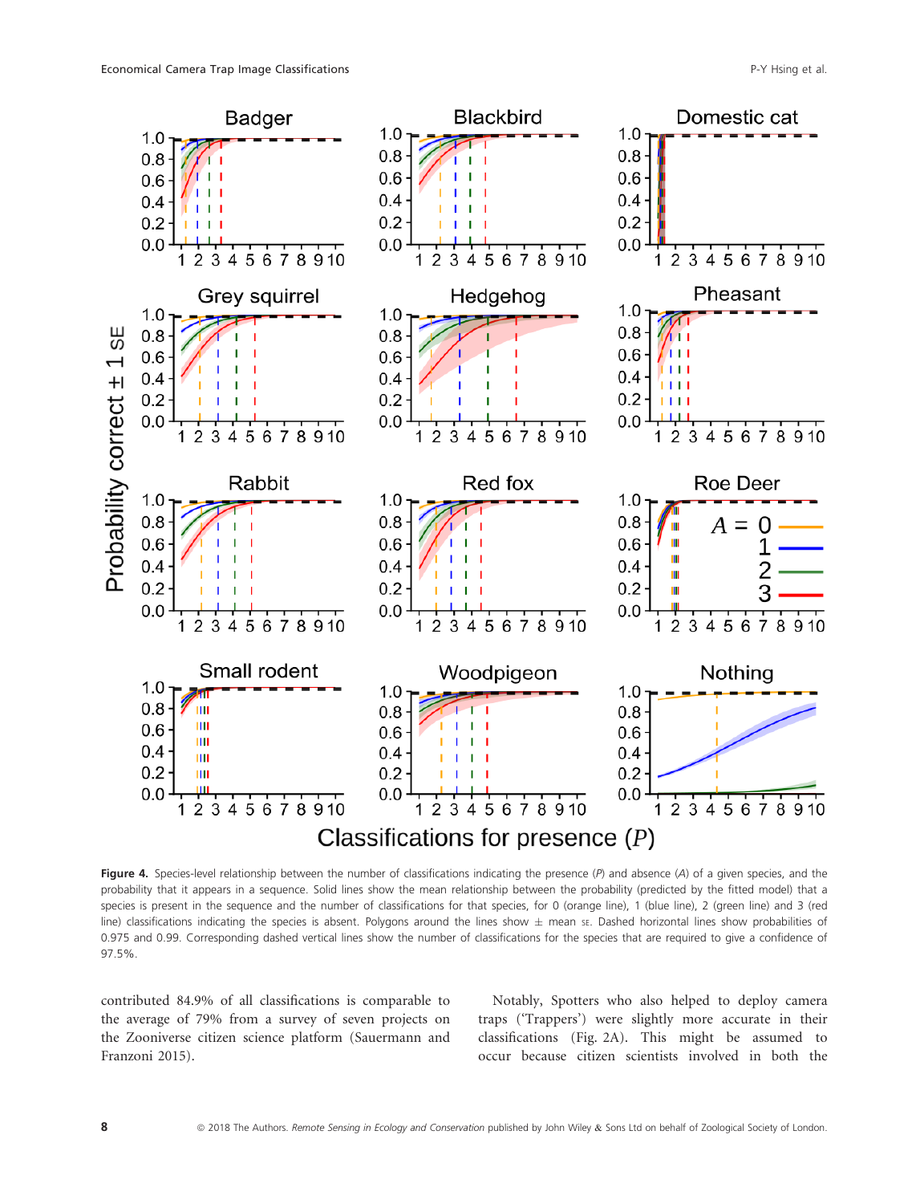**Figure 4.** Species-level relationship between the number of classifications indicating the presence ($P$) and absence ($A$) of a given species, and the probability that it appears in a sequence. Solid lines show the mean relationship between the probability (predicted by the fitted model) that a species is present in the sequence and the number of classifications for that species, for 0 (orange line), 1 (blue line), 2 (green line) and 3 (red line) classifications indicating the species is absent. Polygons around the lines show ± mean SE. Dashed horizontal lines show probabilities of 0.975 and 0.99. Corresponding dashed vertical lines show the number of classifications for the species that are required to give a confidence of 97.5%.

contributed 84.9% of all classifications is comparable to the average of 79% from a survey of seven projects on the Zooniverse citizen science platform (Sauermann and Franzoni 2015).

Notably, Spotters who also helped to deploy camera traps ('Trappers') were slightly more accurate in their classifications (Fig. 2A). This might be assumed to occur because citizen scientists involved in both the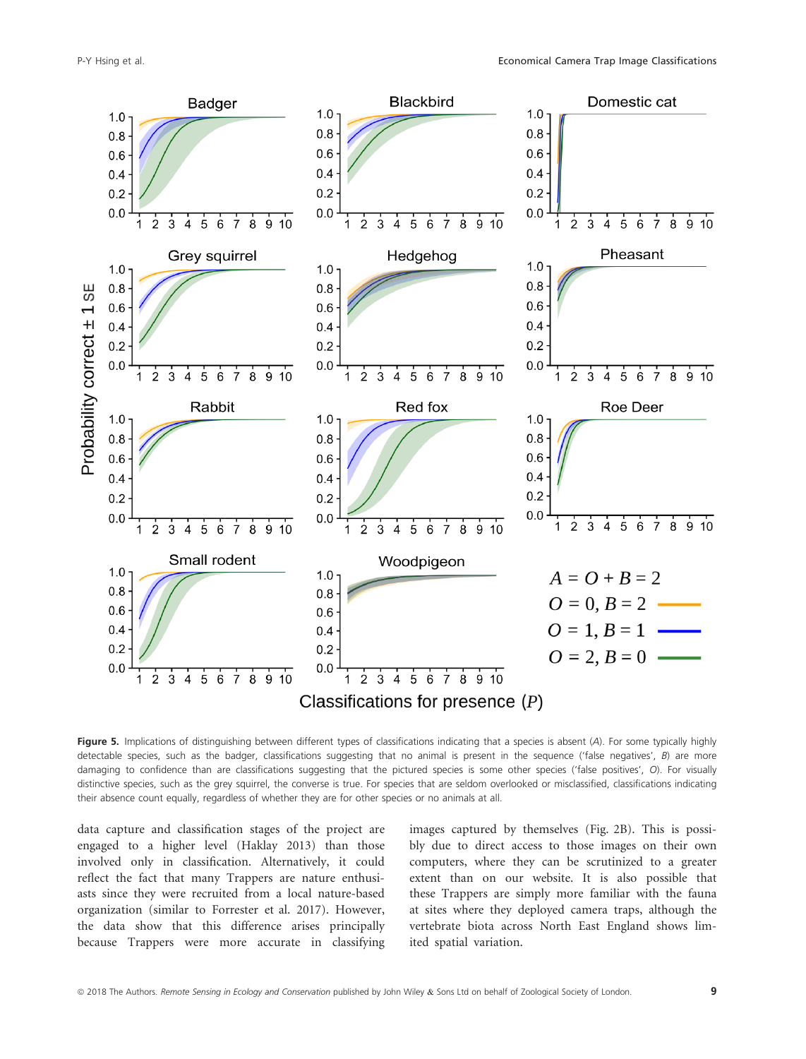**Figure 5.** Implications of distinguishing between different types of classifications indicating that a species is absent ($A$). For some typically highly detectable species, such as the badger, classifications suggesting that no animal is present in the sequence ('false negatives', $B$) are more damaging to confidence than are classifications suggesting that the pictured species is some other species ('false positives', $O$). For visually distinctive species, such as the grey squirrel, the converse is true. For species that are seldom overlooked or misclassified, classifications indicating their absence count equally, regardless of whether they are for other species or no animals at all.

data capture and classification stages of the project are engaged to a higher level (Haklay 2013) than those involved only in classification. Alternatively, it could reflect the fact that many Trappers are nature enthusiasts since they were recruited from a local nature-based organization (similar to Forrester et al. 2017). However, the data show that this difference arises principally because Trappers were more accurate in classifying images captured by themselves (Fig. 2B). This is possibly due to direct access to those images on their own computers, where they can be scrutinized to a greater extent than on our website. It is also possible that these Trappers are simply more familiar with the fauna at sites where they deployed camera traps, although the vertebrate biota across North East England shows limited spatial variation.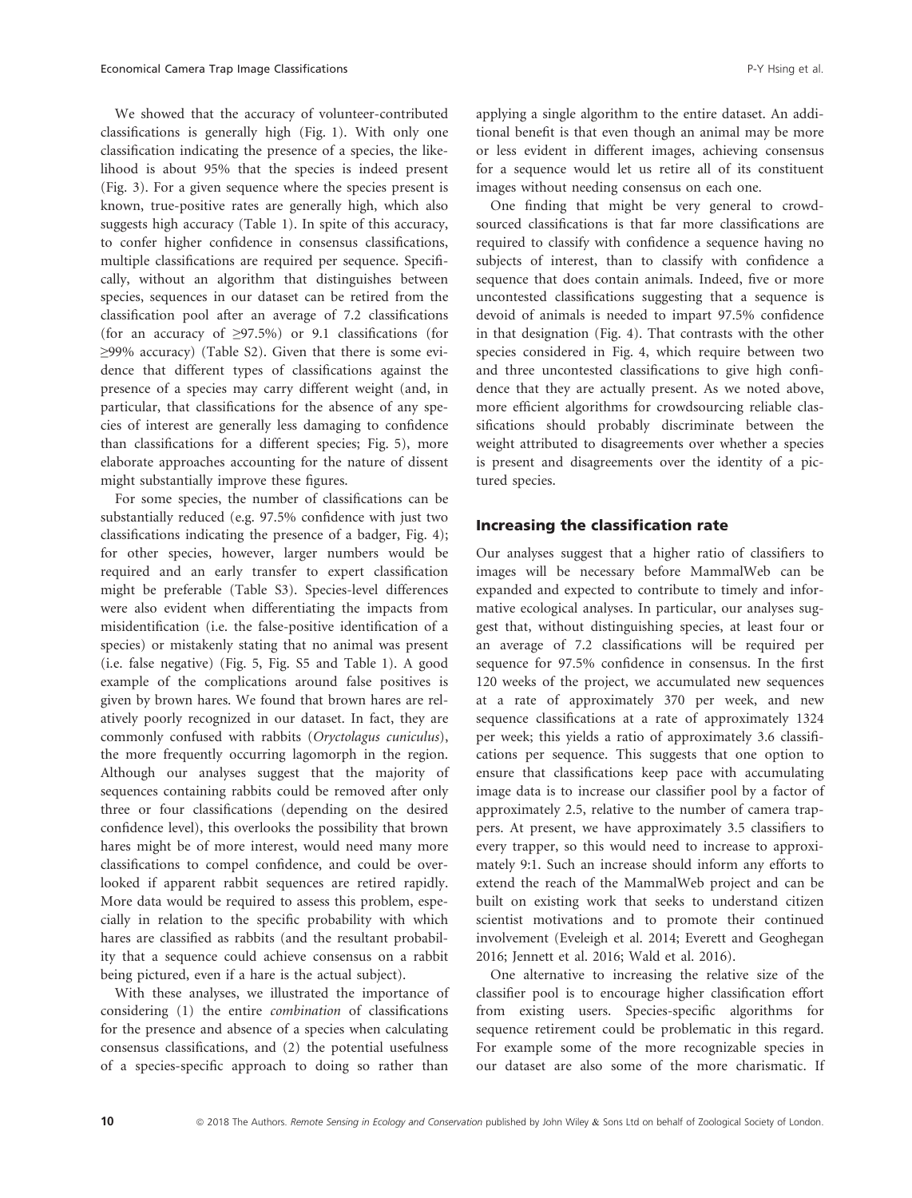We showed that the accuracy of volunteer-contributed classifications is generally high (Fig. 1). With only one classification indicating the presence of a species, the likelihood is about 95% that the species is indeed present (Fig. 3). For a given sequence where the species present is known, true-positive rates are generally high, which also suggests high accuracy (Table 1). In spite of this accuracy, to confer higher confidence in consensus classifications, multiple classifications are required per sequence. Specifically, without an algorithm that distinguishes between species, sequences in our dataset can be retired from the classification pool after an average of 7.2 classifications (for an accuracy of ≥97.5%) or 9.1 classifications (for ≥99% accuracy) (Table S2). Given that there is some evidence that different types of classifications against the presence of a species may carry different weight (and, in particular, that classifications for the absence of any species of interest are generally less damaging to confidence than classifications for a different species; Fig. 5), more elaborate approaches accounting for the nature of dissent might substantially improve these figures.

For some species, the number of classifications can be substantially reduced (e.g. 97.5% confidence with just two classifications indicating the presence of a badger, Fig. 4); for other species, however, larger numbers would be required and an early transfer to expert classification might be preferable (Table S3). Species-level differences were also evident when differentiating the impacts from misidentification (i.e. the false-positive identification of a species) or mistakenly stating that no animal was present (i.e. false negative) (Fig. 5, Fig. S5 and Table 1). A good example of the complications around false positives is given by brown hares. We found that brown hares are relatively poorly recognized in our dataset. In fact, they are commonly confused with rabbits (*Oryctolagus cuniculus*), the more frequently occurring lagomorph in the region. Although our analyses suggest that the majority of sequences containing rabbits could be removed after only three or four classifications (depending on the desired confidence level), this overlooks the possibility that brown hares might be of more interest, would need many more classifications to compel confidence, and could be overlooked if apparent rabbit sequences are retired rapidly. More data would be required to assess this problem, especially in relation to the specific probability with which hares are classified as rabbits (and the resultant probability that a sequence could achieve consensus on a rabbit being pictured, even if a hare is the actual subject).

With these analyses, we illustrated the importance of considering (1) the entire *combination* of classifications for the presence and absence of a species when calculating consensus classifications, and (2) the potential usefulness of a species-specific approach to doing so rather than applying a single algorithm to the entire dataset. An additional benefit is that even though an animal may be more or less evident in different images, achieving consensus for a sequence would let us retire all of its constituent images without needing consensus on each one.

One finding that might be very general to crowdsourced classifications is that far more classifications are required to classify with confidence a sequence having no subjects of interest, than to classify with confidence a sequence that does contain animals. Indeed, five or more uncontested classifications suggesting that a sequence is devoid of animals is needed to impart 97.5% confidence in that designation (Fig. 4). That contrasts with the other species considered in Fig. 4, which require between two and three uncontested classifications to give high confidence that they are actually present. As we noted above, more efficient algorithms for crowdsourcing reliable classifications should probably discriminate between the weight attributed to disagreements over whether a species is present and disagreements over the identity of a pictured species.

## Increasing the classification rate

Our analyses suggest that a higher ratio of classifiers to images will be necessary before MammalWeb can be expanded and expected to contribute to timely and informative ecological analyses. In particular, our analyses suggest that, without distinguishing species, at least four or an average of 7.2 classifications will be required per sequence for 97.5% confidence in consensus. In the first 120 weeks of the project, we accumulated new sequences at a rate of approximately 370 per week, and new sequence classifications at a rate of approximately 1324 per week; this yields a ratio of approximately 3.6 classifications per sequence. This suggests that one option to ensure that classifications keep pace with accumulating image data is to increase our classifier pool by a factor of approximately 2.5, relative to the number of camera trappers. At present, we have approximately 3.5 classifiers to every trapper, so this would need to increase to approximately 9:1. Such an increase should inform any efforts to extend the reach of the MammalWeb project and can be built on existing work that seeks to understand citizen scientist motivations and to promote their continued involvement (Eveleigh et al. 2014; Everett and Geoghegan 2016; Jennett et al. 2016; Wald et al. 2016).

One alternative to increasing the relative size of the classifier pool is to encourage higher classification effort from existing users. Species-specific algorithms for sequence retirement could be problematic in this regard. For example some of the more recognizable species in our dataset are also some of the more charismatic. If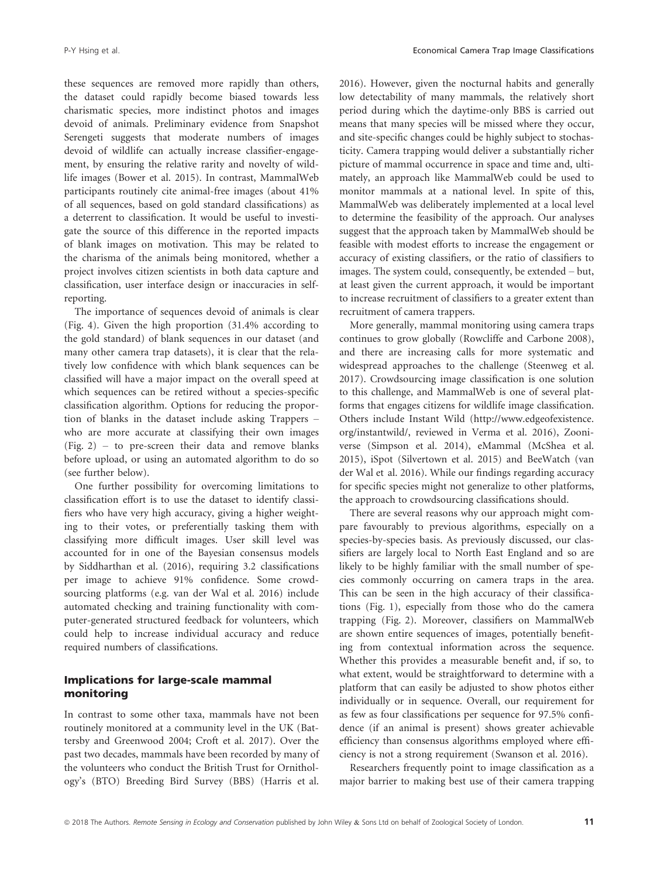these sequences are removed more rapidly than others, the dataset could rapidly become biased towards less charismatic species, more indistinct photos and images devoid of animals. Preliminary evidence from Snapshot Serengeti suggests that moderate numbers of images devoid of wildlife can actually increase classifier-engagement, by ensuring the relative rarity and novelty of wildlife images (Bower et al. 2015). In contrast, MammalWeb participants routinely cite animal-free images (about 41% of all sequences, based on gold standard classifications) as a deterrent to classification. It would be useful to investigate the source of this difference in the reported impacts of blank images on motivation. This may be related to the charisma of the animals being monitored, whether a project involves citizen scientists in both data capture and classification, user interface design or inaccuracies in self-reporting.

The importance of sequences devoid of animals is clear (Fig. 4). Given the high proportion (31.4% according to the gold standard) of blank sequences in our dataset (and many other camera trap datasets), it is clear that the relatively low confidence with which blank sequences can be classified will have a major impact on the overall speed at which sequences can be retired without a species-specific classification algorithm. Options for reducing the proportion of blanks in the dataset include asking Trappers – who are more accurate at classifying their own images (Fig. 2) – to pre-screen their data and remove blanks before upload, or using an automated algorithm to do so (see further below).

One further possibility for overcoming limitations to classification effort is to use the dataset to identify classifiers who have very high accuracy, giving a higher weighting to their votes, or preferentially tasking them with classifying more difficult images. User skill level was accounted for in one of the Bayesian consensus models by Siddharthan et al. (2016), requiring 3.2 classifications per image to achieve 91% confidence. Some crowdsourcing platforms (e.g. van der Wal et al. 2016) include automated checking and training functionality with computer-generated structured feedback for volunteers, which could help to increase individual accuracy and reduce required numbers of classifications.

## Implications for large-scale mammal monitoring

In contrast to some other taxa, mammals have not been routinely monitored at a community level in the UK (Battersby and Greenwood 2004; Croft et al. 2017). Over the past two decades, mammals have been recorded by many of the volunteers who conduct the British Trust for Ornithology's (BTO) Breeding Bird Survey (BBS) (Harris et al. 2016). However, given the nocturnal habits and generally low detectability of many mammals, the relatively short period during which the daytime-only BBS is carried out means that many species will be missed where they occur, and site-specific changes could be highly subject to stochasticity. Camera trapping would deliver a substantially richer picture of mammal occurrence in space and time and, ultimately, an approach like MammalWeb could be used to monitor mammals at a national level. In spite of this, MammalWeb was deliberately implemented at a local level to determine the feasibility of the approach. Our analyses suggest that the approach taken by MammalWeb should be feasible with modest efforts to increase the engagement or accuracy of existing classifiers, or the ratio of classifiers to images. The system could, consequently, be extended – but, at least given the current approach, it would be important to increase recruitment of classifiers to a greater extent than recruitment of camera trappers.

More generally, mammal monitoring using camera traps continues to grow globally (Rowcliffe and Carbone 2008), and there are increasing calls for more systematic and widespread approaches to the challenge (Steenweg et al. 2017). Crowdsourcing image classification is one solution to this challenge, and MammalWeb is one of several platforms that engages citizens for wildlife image classification. Others include Instant Wild (http://www.edgeofexistence.org/instantwild/, reviewed in Verma et al. 2016), Zooniverse (Simpson et al. 2014), eMammal (McShea et al. 2015), iSpot (Silvertown et al. 2015) and BeeWatch (van der Wal et al. 2016). While our findings regarding accuracy for specific species might not generalize to other platforms, the approach to crowdsourcing classifications should.

There are several reasons why our approach might compare favourably to previous algorithms, especially on a species-by-species basis. As previously discussed, our classifiers are largely local to North East England and so are likely to be highly familiar with the small number of species commonly occurring on camera traps in the area. This can be seen in the high accuracy of their classifications (Fig. 1), especially from those who do the camera trapping (Fig. 2). Moreover, classifiers on MammalWeb are shown entire sequences of images, potentially benefiting from contextual information across the sequence. Whether this provides a measurable benefit and, if so, to what extent, would be straightforward to determine with a platform that can easily be adjusted to show photos either individually or in sequence. Overall, our requirement for as few as four classifications per sequence for 97.5% confidence (if an animal is present) shows greater achievable efficiency than consensus algorithms employed where efficiency is not a strong requirement (Swanson et al. 2016).

Researchers frequently point to image classification as a major barrier to making best use of their camera trapping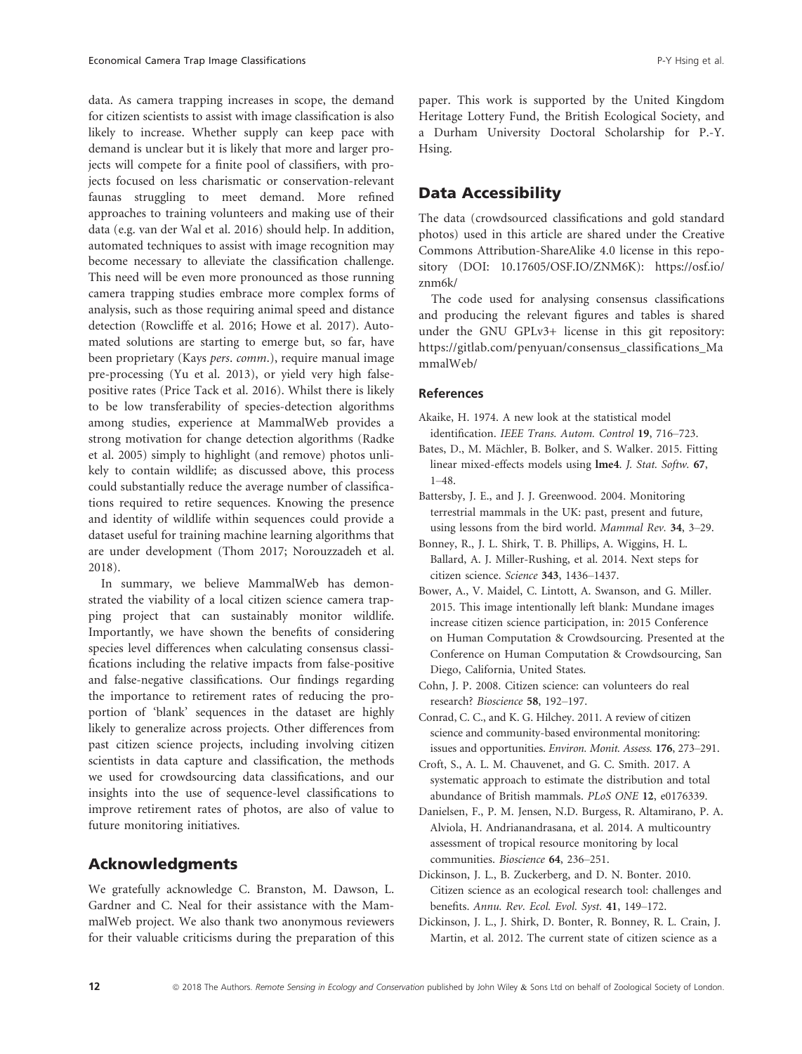data. As camera trapping increases in scope, the demand for citizen scientists to assist with image classification is also likely to increase. Whether supply can keep pace with demand is unclear but it is likely that more and larger projects will compete for a finite pool of classifiers, with projects focused on less charismatic or conservation-relevant faunas struggling to meet demand. More refined approaches to training volunteers and making use of their data (e.g. van der Wal et al. 2016) should help. In addition, automated techniques to assist with image recognition may become necessary to alleviate the classification challenge. This need will be even more pronounced as those running camera trapping studies embrace more complex forms of analysis, such as those requiring animal speed and distance detection (Rowcliffe et al. 2016; Howe et al. 2017). Automated solutions are starting to emerge but, so far, have been proprietary (Kays *pers. comm.*), require manual image pre-processing (Yu et al. 2013), or yield very high false-positive rates (Price Tack et al. 2016). Whilst there is likely to be low transferability of species-detection algorithms among studies, experience at MammalWeb provides a strong motivation for change detection algorithms (Radke et al. 2005) simply to highlight (and remove) photos unlikely to contain wildlife; as discussed above, this process could substantially reduce the average number of classifications required to retire sequences. Knowing the presence and identity of wildlife within sequences could provide a dataset useful for training machine learning algorithms that are under development (Thom 2017; Norouzzadeh et al. 2018).

In summary, we believe MammalWeb has demonstrated the viability of a local citizen science camera trapping project that can sustainably monitor wildlife. Importantly, we have shown the benefits of considering species level differences when calculating consensus classifications including the relative impacts from false-positive and false-negative classifications. Our findings regarding the importance to retirement rates of reducing the proportion of 'blank' sequences in the dataset are highly likely to generalize across projects. Other differences from past citizen science projects, including involving citizen scientists in data capture and classification, the methods we used for crowdsourcing data classifications, and our insights into the use of sequence-level classifications to improve retirement rates of photos, are also of value to future monitoring initiatives.

## Acknowledgments

We gratefully acknowledge C. Branston, M. Dawson, L. Gardner and C. Neal for their assistance with the MammalWeb project. We also thank two anonymous reviewers for their valuable criticisms during the preparation of this paper. This work is supported by the United Kingdom Heritage Lottery Fund, the British Ecological Society, and a Durham University Doctoral Scholarship for P.-Y. Hsing.

## Data Accessibility

The data (crowdsourced classifications and gold standard photos) used in this article are shared under the Creative Commons Attribution-ShareAlike 4.0 license in this repository (DOI: 10.17605/OSF.IO/ZNM6K): https://osf.io/znm6k/

The code used for analysing consensus classifications and producing the relevant figures and tables is shared under the GNU GPLv3+ license in this git repository: https://gitlab.com/penyuan/consensus_classifications_MammalWeb/

### References

Akaike, H. 1974. A new look at the statistical model identification. *IEEE Trans. Autom. Control* **19**, 716–723.

Bates, D., M. Mächler, B. Bolker, and S. Walker. 2015. Fitting linear mixed-effects models using **lme4**. *J. Stat. Softw.* **67**, 1–48.

Battersby, J. E., and J. J. Greenwood. 2004. Monitoring terrestrial mammals in the UK: past, present and future, using lessons from the bird world. *Mammal Rev.* **34**, 3–29.

Bonney, R., J. L. Shirk, T. B. Phillips, A. Wiggins, H. L. Ballard, A. J. Miller-Rushing, et al. 2014. Next steps for citizen science. *Science* **343**, 1436–1437.

Bower, A., V. Maidel, C. Lintott, A. Swanson, and G. Miller. 2015. This image intentionally left blank: Mundane images increase citizen science participation, in: 2015 Conference on Human Computation & Crowdsourcing. Presented at the Conference on Human Computation & Crowdsourcing, San Diego, California, United States.

Cohn, J. P. 2008. Citizen science: can volunteers do real research? *Bioscience* **58**, 192–197.

Conrad, C. C., and K. G. Hilchey. 2011. A review of citizen science and community-based environmental monitoring: issues and opportunities. *Environ. Monit. Assess.* **176**, 273–291.

Croft, S., A. L. M. Chauvenet, and G. C. Smith. 2017. A systematic approach to estimate the distribution and total abundance of British mammals. *PLoS ONE* **12**, e0176339.

Danielsen, F., P. M. Jensen, N.D. Burgess, R. Altamirano, P. A. Alviola, H. Andrianandrasana, et al. 2014. A multicountry assessment of tropical resource monitoring by local communities. *Bioscience* **64**, 236–251.

Dickinson, J. L., B. Zuckerberg, and D. N. Bonter. 2010. Citizen science as an ecological research tool: challenges and benefits. *Annu. Rev. Ecol. Evol. Syst.* **41**, 149–172.

Dickinson, J. L., J. Shirk, D. Bonter, R. Bonney, R. L. Crain, J. Martin, et al. 2012. The current state of citizen science as a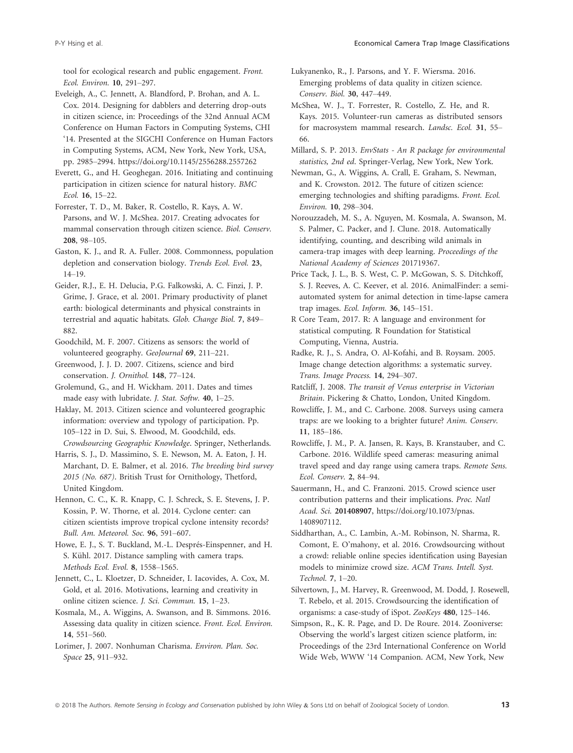tool for ecological research and public engagement. *Front. Ecol. Environ.* **10**, 291–297.

Eveleigh, A., C. Jennett, A. Blandford, P. Brohan, and A. L. Cox. 2014. Designing for dabblers and deterring drop-outs in citizen science, in: Proceedings of the 32nd Annual ACM Conference on Human Factors in Computing Systems, CHI '14. Presented at the SIGCHI Conference on Human Factors in Computing Systems, ACM, New York, New York, USA, pp. 2985–2994. https://doi.org/10.1145/2556288.2557262

Everett, G., and H. Geoghegan. 2016. Initiating and continuing participation in citizen science for natural history. *BMC Ecol.* **16**, 15–22.

Forrester, T. D., M. Baker, R. Costello, R. Kays, A. W. Parsons, and W. J. McShea. 2017. Creating advocates for mammal conservation through citizen science. *Biol. Conserv.* **208**, 98–105.

Gaston, K. J., and R. A. Fuller. 2008. Commonness, population depletion and conservation biology. *Trends Ecol. Evol.* **23**, 14–19.

Geider, R.J., E. H. Delucia, P.G. Falkowski, A. C. Finzi, J. P. Grime, J. Grace, et al. 2001. Primary productivity of planet earth: biological determinants and physical constraints in terrestrial and aquatic habitats. *Glob. Change Biol.* **7**, 849–882.

Goodchild, M. F. 2007. Citizens as sensors: the world of volunteered geography. *GeoJournal* **69**, 211–221.

Greenwood, J. J. D. 2007. Citizens, science and bird conservation. *J. Ornithol.* **148**, 77–124.

Grolemund, G., and H. Wickham. 2011. Dates and times made easy with lubridate. *J. Stat. Softw.* **40**, 1–25.

Haklay, M. 2013. Citizen science and volunteered geographic information: overview and typology of participation. Pp. 105–122 in D. Sui, S. Elwood, M. Goodchild, eds. *Crowdsourcing Geographic Knowledge*. Springer, Netherlands.

Harris, S. J., D. Massimino, S. E. Newson, M. A. Eaton, J. H. Marchant, D. E. Balmer, et al. 2016. *The breeding bird survey 2015 (No. 687)*. British Trust for Ornithology, Thetford, United Kingdom.

Hennon, C. C., K. R. Knapp, C. J. Schreck, S. E. Stevens, J. P. Kossin, P. W. Thorne, et al. 2014. Cyclone center: can citizen scientists improve tropical cyclone intensity records? *Bull. Am. Meteorol. Soc.* **96**, 591–607.

Howe, E. J., S. T. Buckland, M.-L. Després-Einspenner, and H. S. Kühl. 2017. Distance sampling with camera traps. *Methods Ecol. Evol.* **8**, 1558–1565.

Jennett, C., L. Kloetzer, D. Schneider, I. Iacovides, A. Cox, M. Gold, et al. 2016. Motivations, learning and creativity in online citizen science. *J. Sci. Commun.* **15**, 1–23.

Kosmala, M., A. Wiggins, A. Swanson, and B. Simmons. 2016. Assessing data quality in citizen science. *Front. Ecol. Environ.* **14**, 551–560.

Lorimer, J. 2007. Nonhuman Charisma. *Environ. Plan. Soc. Space* **25**, 911–932.

Lukyanenko, R., J. Parsons, and Y. F. Wiersma. 2016. Emerging problems of data quality in citizen science. *Conserv. Biol.* **30**, 447–449.

McShea, W. J., T. Forrester, R. Costello, Z. He, and R. Kays. 2015. Volunteer-run cameras as distributed sensors for macrosystem mammal research. *Landsc. Ecol.* **31**, 55–66.

Millard, S. P. 2013. *EnvStats - An R package for environmental statistics, 2nd ed*. Springer-Verlag, New York, New York.

Newman, G., A. Wiggins, A. Crall, E. Graham, S. Newman, and K. Crowston. 2012. The future of citizen science: emerging technologies and shifting paradigms. *Front. Ecol. Environ.* **10**, 298–304.

Norouzzadeh, M. S., A. Nguyen, M. Kosmala, A. Swanson, M. S. Palmer, C. Packer, and J. Clune. 2018. Automatically identifying, counting, and describing wild animals in camera-trap images with deep learning. *Proceedings of the National Academy of Sciences* 201719367.

Price Tack, J. L., B. S. West, C. P. McGowan, S. S. Ditchkoff, S. J. Reeves, A. C. Keever, et al. 2016. AnimalFinder: a semi-automated system for animal detection in time-lapse camera trap images. *Ecol. Inform.* **36**, 145–151.

R Core Team, 2017. R: A language and environment for statistical computing. R Foundation for Statistical Computing, Vienna, Austria.

Radke, R. J., S. Andra, O. Al-Kofahi, and B. Roysam. 2005. Image change detection algorithms: a systematic survey. *Trans. Image Process.* **14**, 294–307.

Ratcliff, J. 2008. *The transit of Venus enterprise in Victorian Britain*. Pickering & Chatto, London, United Kingdom.

Rowcliffe, J. M., and C. Carbone. 2008. Surveys using camera traps: are we looking to a brighter future? *Anim. Conserv.* **11**, 185–186.

Rowcliffe, J. M., P. A. Jansen, R. Kays, B. Kranstauber, and C. Carbone. 2016. Wildlife speed cameras: measuring animal travel speed and day range using camera traps. *Remote Sens. Ecol. Conserv.* **2**, 84–94.

Sauermann, H., and C. Franzoni. 2015. Crowd science user contribution patterns and their implications. *Proc. Natl Acad. Sci.* **201408907**, https://doi.org/10.1073/pnas.1408907112.

Siddharthan, A., C. Lambin, A.-M. Robinson, N. Sharma, R. Comont, E. O'mahony, et al. 2016. Crowdsourcing without a crowd: reliable online species identification using Bayesian models to minimize crowd size. *ACM Trans. Intell. Syst. Technol.* **7**, 1–20.

Silvertown, J., M. Harvey, R. Greenwood, M. Dodd, J. Rosewell, T. Rebelo, et al. 2015. Crowdsourcing the identification of organisms: a case-study of iSpot. *ZooKeys* **480**, 125–146.

Simpson, R., K. R. Page, and D. De Roure. 2014. Zooniverse: Observing the world's largest citizen science platform, in: Proceedings of the 23rd International Conference on World Wide Web, WWW '14 Companion. ACM, New York, New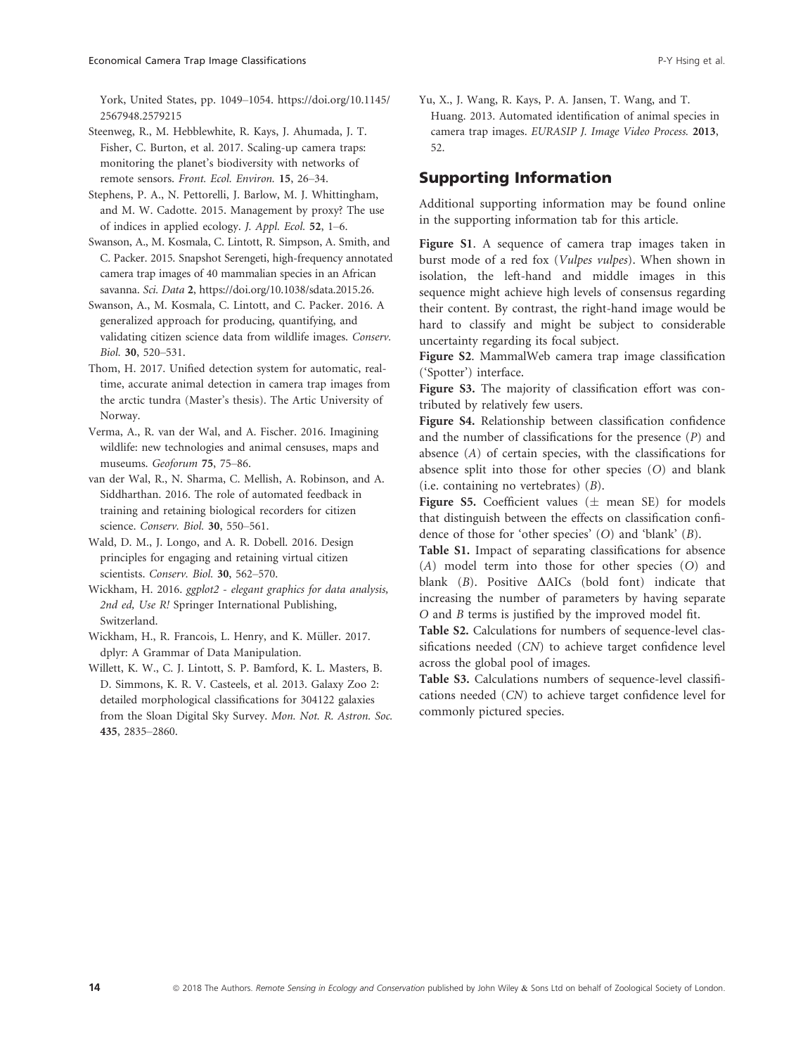York, United States, pp. 1049–1054. https://doi.org/10.1145/2567948.2579215

Steenweg, R., M. Hebblewhite, R. Kays, J. Ahumada, J. T. Fisher, C. Burton, et al. 2017. Scaling-up camera traps: monitoring the planet's biodiversity with networks of remote sensors. *Front. Ecol. Environ.* **15**, 26–34.

Stephens, P. A., N. Pettorelli, J. Barlow, M. J. Whittingham, and M. W. Cadotte. 2015. Management by proxy? The use of indices in applied ecology. *J. Appl. Ecol.* **52**, 1–6.

Swanson, A., M. Kosmala, C. Lintott, R. Simpson, A. Smith, and C. Packer. 2015. Snapshot Serengeti, high-frequency annotated camera trap images of 40 mammalian species in an African savanna. *Sci. Data* **2**, https://doi.org/10.1038/sdata.2015.26.

Swanson, A., M. Kosmala, C. Lintott, and C. Packer. 2016. A generalized approach for producing, quantifying, and validating citizen science data from wildlife images. *Conserv. Biol.* **30**, 520–531.

Thom, H. 2017. Unified detection system for automatic, real-time, accurate animal detection in camera trap images from the arctic tundra (Master's thesis). The Artic University of Norway.

Verma, A., R. van der Wal, and A. Fischer. 2016. Imagining wildlife: new technologies and animal censuses, maps and museums. *Geoforum* **75**, 75–86.

van der Wal, R., N. Sharma, C. Mellish, A. Robinson, and A. Siddharthan. 2016. The role of automated feedback in training and retaining biological recorders for citizen science. *Conserv. Biol.* **30**, 550–561.

Wald, D. M., J. Longo, and A. R. Dobell. 2016. Design principles for engaging and retaining virtual citizen scientists. *Conserv. Biol.* **30**, 562–570.

Wickham, H. 2016. *ggplot2 - elegant graphics for data analysis, 2nd ed, Use R!* Springer International Publishing, Switzerland.

Wickham, H., R. Francois, L. Henry, and K. Müller. 2017. dplyr: A Grammar of Data Manipulation.

Willett, K. W., C. J. Lintott, S. P. Bamford, K. L. Masters, B. D. Simmons, K. R. V. Casteels, et al. 2013. Galaxy Zoo 2: detailed morphological classifications for 304122 galaxies from the Sloan Digital Sky Survey. *Mon. Not. R. Astron. Soc.* **435**, 2835–2860.

Yu, X., J. Wang, R. Kays, P. A. Jansen, T. Wang, and T. Huang. 2013. Automated identification of animal species in camera trap images. *EURASIP J. Image Video Process.* **2013**, 52.

## Supporting Information

Additional supporting information may be found online in the supporting information tab for this article.

**Figure S1**. A sequence of camera trap images taken in burst mode of a red fox (*Vulpes vulpes*). When shown in isolation, the left-hand and middle images in this sequence might achieve high levels of consensus regarding their content. By contrast, the right-hand image would be hard to classify and might be subject to considerable uncertainty regarding its focal subject.

**Figure S2**. MammalWeb camera trap image classification ('Spotter') interface.

**Figure S3.** The majority of classification effort was contributed by relatively few users.

**Figure S4.** Relationship between classification confidence and the number of classifications for the presence ($P$) and absence ($A$) of certain species, with the classifications for absence split into those for other species ($O$) and blank (i.e. containing no vertebrates) ($B$).

**Figure S5.** Coefficient values ($\pm$ mean SE) for models that distinguish between the effects on classification confidence of those for 'other species' ($O$) and 'blank' ($B$).

**Table S1.** Impact of separating classifications for absence ($A$) model term into those for other species ($O$) and blank ($B$). Positive $\Delta$AICs (bold font) indicate that increasing the number of parameters by having separate $O$ and $B$ terms is justified by the improved model fit.

**Table S2.** Calculations for numbers of sequence-level classifications needed ($CN$) to achieve target confidence level across the global pool of images.

**Table S3.** Calculations numbers of sequence-level classifications needed ($CN$) to achieve target confidence level for commonly pictured species.